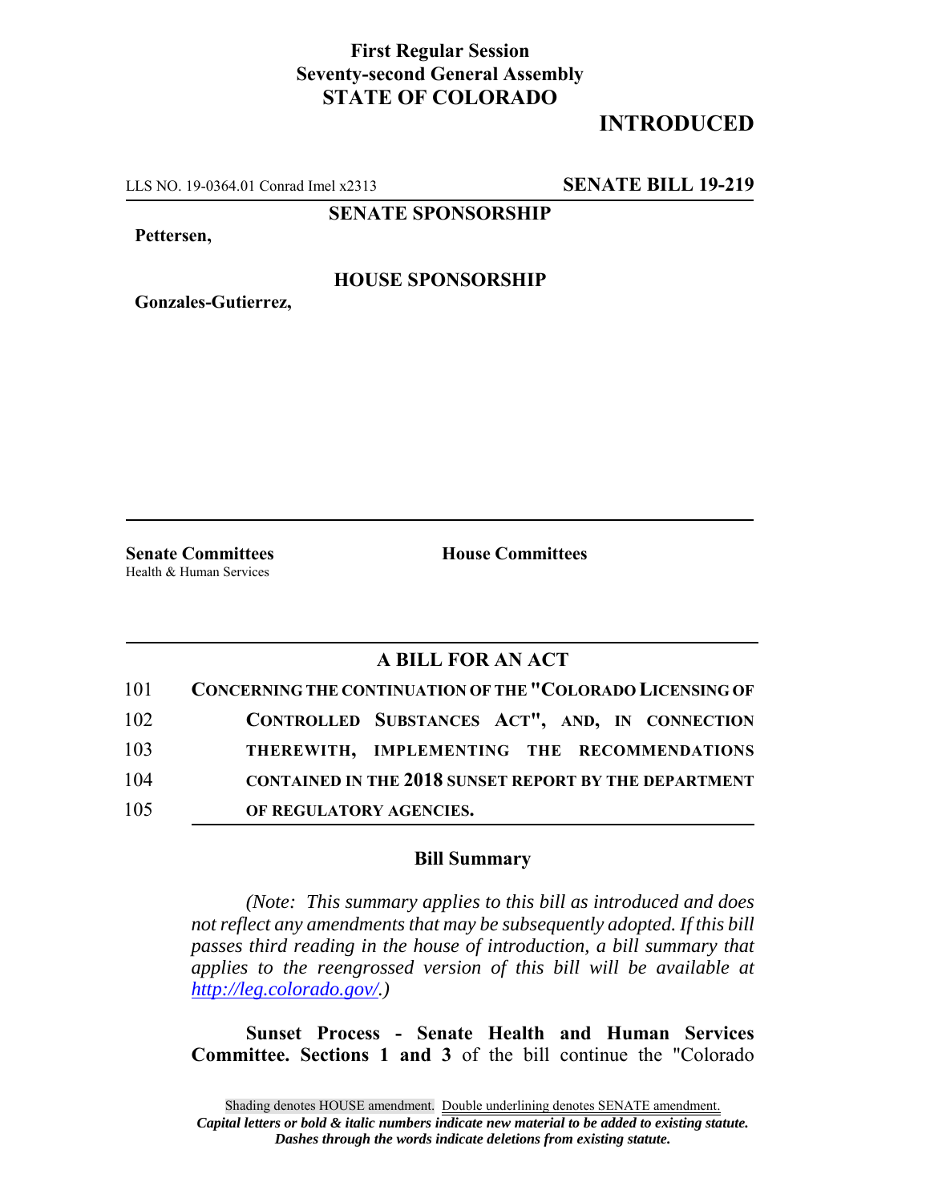**First Regular Session**
**Seventy-second General Assembly**
**STATE OF COLORADO**

# INTRODUCED

LLS NO. 19-0364.01 Conrad Imel x2313 **SENATE BILL 19-219**

**SENATE SPONSORSHIP**

**Pettersen,**

**HOUSE SPONSORSHIP**

**Gonzales-Gutierrez,**

**Senate Committees**
Health & Human Services

**House Committees**

## A BILL FOR AN ACT

101 **CONCERNING THE CONTINUATION OF THE "COLORADO LICENSING OF**
102 **CONTROLLED SUBSTANCES ACT", AND, IN CONNECTION**
103 **THEREWITH, IMPLEMENTING THE RECOMMENDATIONS**
104 **CONTAINED IN THE 2018 SUNSET REPORT BY THE DEPARTMENT**
105 **OF REGULATORY AGENCIES.**

### Bill Summary

*(Note: This summary applies to this bill as introduced and does not reflect any amendments that may be subsequently adopted. If this bill passes third reading in the house of introduction, a bill summary that applies to the reengrossed version of this bill will be available at http://leg.colorado.gov/.)*

**Sunset Process - Senate Health and Human Services Committee. Sections 1 and 3** of the bill continue the "Colorado

Shading denotes HOUSE amendment. Double underlining denotes SENATE amendment.
***Capital letters or bold & italic numbers indicate new material to be added to existing statute.***
***Dashes through the words indicate deletions from existing statute.***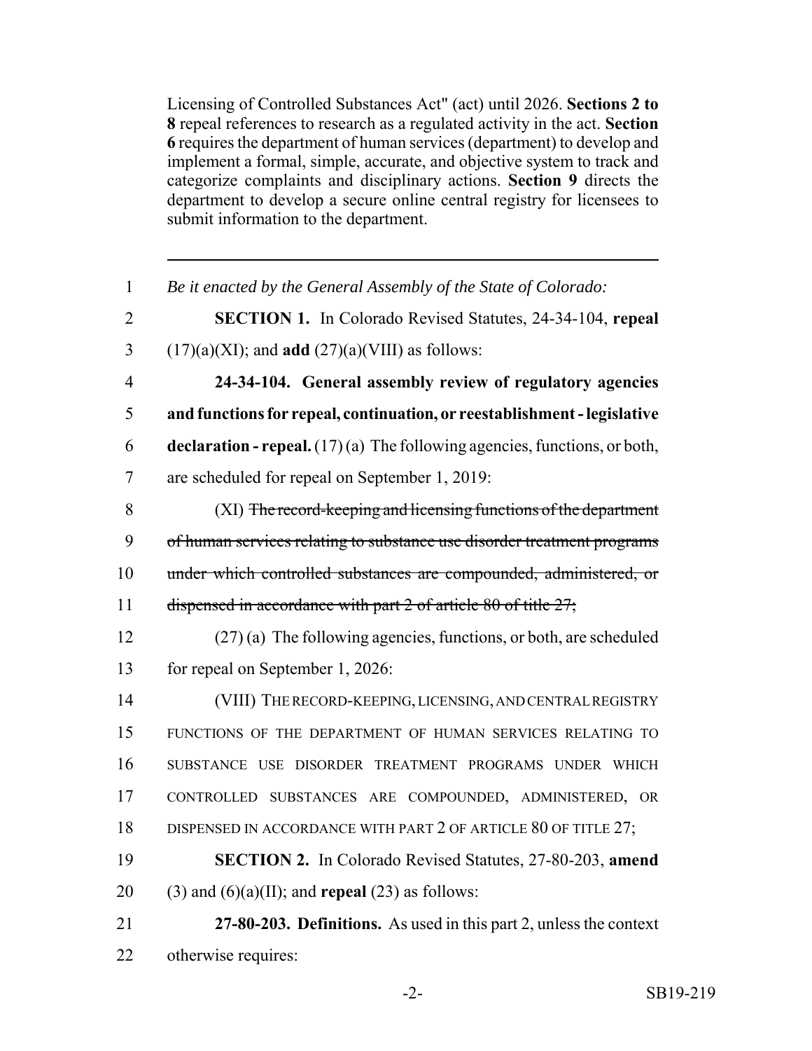Licensing of Controlled Substances Act" (act) until 2026. **Sections 2 to 8** repeal references to research as a regulated activity in the act. **Section 6** requires the department of human services (department) to develop and implement a formal, simple, accurate, and objective system to track and categorize complaints and disciplinary actions. **Section 9** directs the department to develop a secure online central registry for licensees to submit information to the department.

---

1 *Be it enacted by the General Assembly of the State of Colorado:*

2 **SECTION 1.** In Colorado Revised Statutes, 24-34-104, **repeal**
3 (17)(a)(XI); and **add** (27)(a)(VIII) as follows:

4 **24-34-104. General assembly review of regulatory agencies**
5 **and functions for repeal, continuation, or reestablishment - legislative**
6 **declaration - repeal.** (17) (a) The following agencies, functions, or both,
7 are scheduled for repeal on September 1, 2019:

8 (XI) ~~The record-keeping and licensing functions of the department~~
9 ~~of human services relating to substance use disorder treatment programs~~
10 ~~under which controlled substances are compounded, administered, or~~
11 ~~dispensed in accordance with part 2 of article 80 of title 27;~~

12 (27) (a) The following agencies, functions, or both, are scheduled
13 for repeal on September 1, 2026:

14 (VIII) THE RECORD-KEEPING, LICENSING, AND CENTRAL REGISTRY
15 FUNCTIONS OF THE DEPARTMENT OF HUMAN SERVICES RELATING TO
16 SUBSTANCE USE DISORDER TREATMENT PROGRAMS UNDER WHICH
17 CONTROLLED SUBSTANCES ARE COMPOUNDED, ADMINISTERED, OR
18 DISPENSED IN ACCORDANCE WITH PART 2 OF ARTICLE 80 OF TITLE 27;

19 **SECTION 2.** In Colorado Revised Statutes, 27-80-203, **amend**
20 (3) and (6)(a)(II); and **repeal** (23) as follows:

21 **27-80-203. Definitions.** As used in this part 2, unless the context
22 otherwise requires: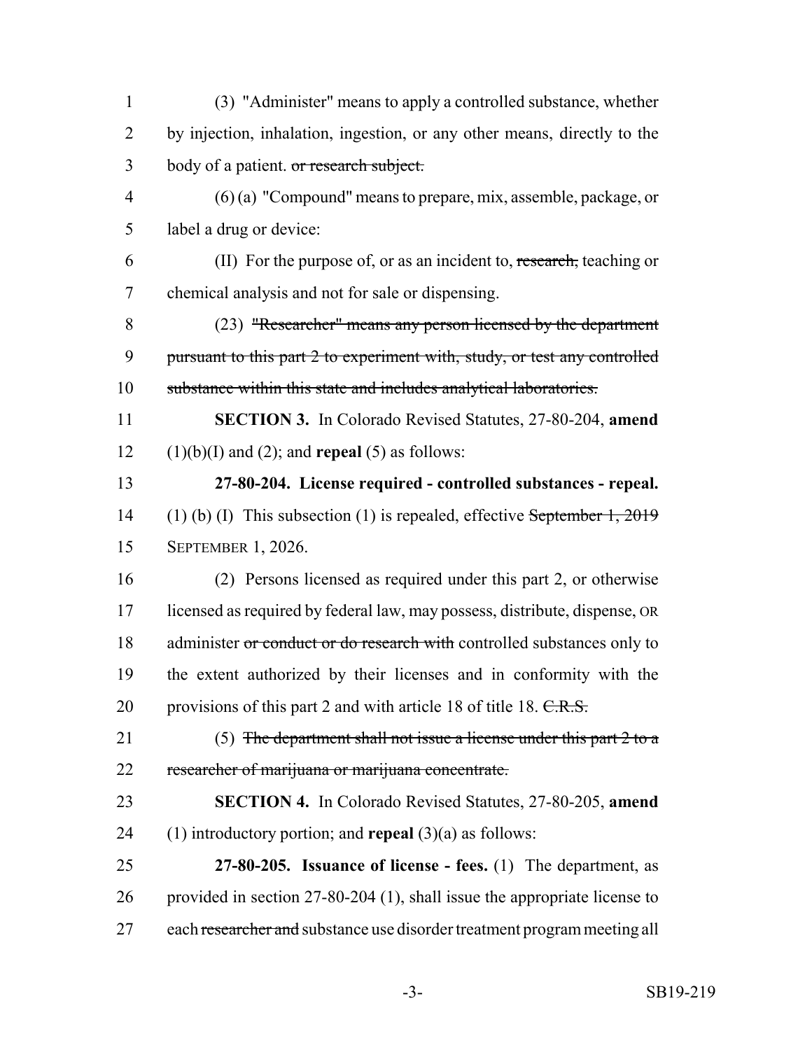(3) "Administer" means to apply a controlled substance, whether by injection, inhalation, ingestion, or any other means, directly to the body of a patient. ~~or research subject.~~

(6) (a) "Compound" means to prepare, mix, assemble, package, or label a drug or device:

(II) For the purpose of, or as an incident to, ~~research,~~ teaching or chemical analysis and not for sale or dispensing.

(23) ~~"Researcher" means any person licensed by the department pursuant to this part 2 to experiment with, study, or test any controlled substance within this state and includes analytical laboratories.~~

**SECTION 3.** In Colorado Revised Statutes, 27-80-204, **amend** (1)(b)(I) and (2); and **repeal** (5) as follows:

**27-80-204. License required - controlled substances - repeal.** (1) (b) (I) This subsection (1) is repealed, effective ~~September 1, 2019~~ SEPTEMBER 1, 2026.

(2) Persons licensed as required under this part 2, or otherwise licensed as required by federal law, may possess, distribute, dispense, OR administer ~~or conduct or do research with~~ controlled substances only to the extent authorized by their licenses and in conformity with the provisions of this part 2 and with article 18 of title 18. ~~C.R.S.~~

(5) ~~The department shall not issue a license under this part 2 to a researcher of marijuana or marijuana concentrate.~~

**SECTION 4.** In Colorado Revised Statutes, 27-80-205, **amend** (1) introductory portion; and **repeal** (3)(a) as follows:

**27-80-205. Issuance of license - fees.** (1) The department, as provided in section 27-80-204 (1), shall issue the appropriate license to each ~~researcher and~~ substance use disorder treatment program meeting all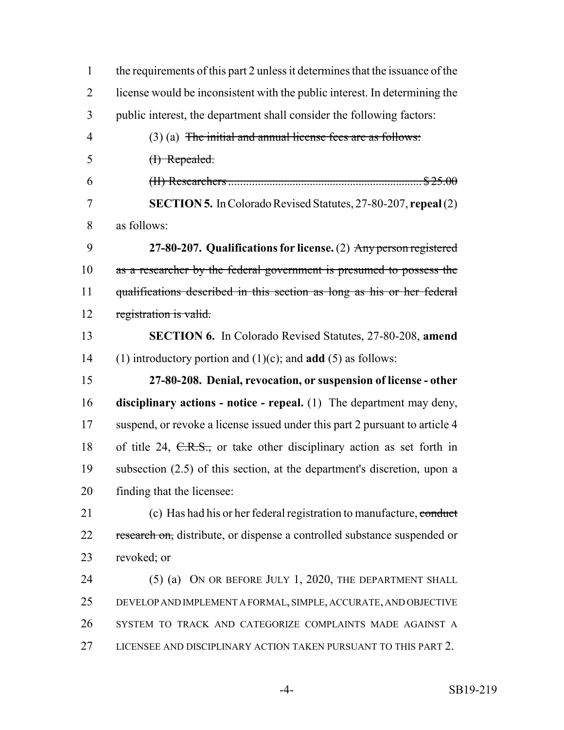the requirements of this part 2 unless it determines that the issuance of the license would be inconsistent with the public interest. In determining the public interest, the department shall consider the following factors:

(3) (a) ~~The initial and annual license fees are as follows:~~

~~(I) Repealed.~~

~~(II) Researchers .................................................................. $25.00~~

**SECTION 5.** In Colorado Revised Statutes, 27-80-207, **repeal** (2) as follows:

**27-80-207. Qualifications for license.** (2) ~~Any person registered as a researcher by the federal government is presumed to possess the qualifications described in this section as long as his or her federal registration is valid.~~

**SECTION 6.** In Colorado Revised Statutes, 27-80-208, **amend** (1) introductory portion and (1)(c); and **add** (5) as follows:

**27-80-208. Denial, revocation, or suspension of license - other disciplinary actions - notice - repeal.** (1) The department may deny, suspend, or revoke a license issued under this part 2 pursuant to article 4 of title 24, ~~C.R.S.,~~ or take other disciplinary action as set forth in subsection (2.5) of this section, at the department's discretion, upon a finding that the licensee:

(c) Has had his or her federal registration to manufacture, ~~conduct research on,~~ distribute, or dispense a controlled substance suspended or revoked; or

(5) (a) ON OR BEFORE JULY 1, 2020, THE DEPARTMENT SHALL DEVELOP AND IMPLEMENT A FORMAL, SIMPLE, ACCURATE, AND OBJECTIVE SYSTEM TO TRACK AND CATEGORIZE COMPLAINTS MADE AGAINST A LICENSEE AND DISCIPLINARY ACTION TAKEN PURSUANT TO THIS PART 2.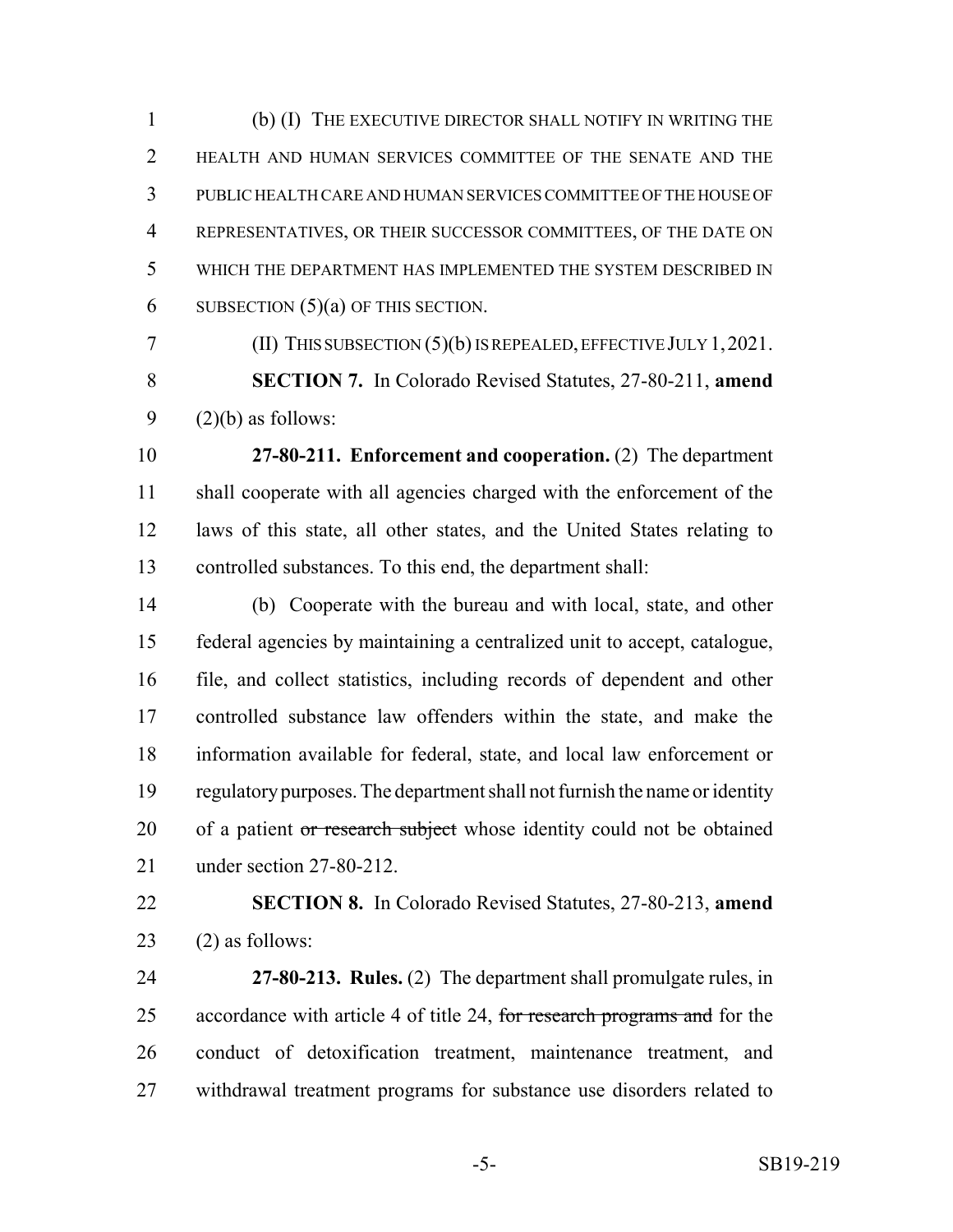(b) (I) THE EXECUTIVE DIRECTOR SHALL NOTIFY IN WRITING THE HEALTH AND HUMAN SERVICES COMMITTEE OF THE SENATE AND THE PUBLIC HEALTH CARE AND HUMAN SERVICES COMMITTEE OF THE HOUSE OF REPRESENTATIVES, OR THEIR SUCCESSOR COMMITTEES, OF THE DATE ON WHICH THE DEPARTMENT HAS IMPLEMENTED THE SYSTEM DESCRIBED IN SUBSECTION (5)(a) OF THIS SECTION.

(II) THIS SUBSECTION (5)(b) IS REPEALED, EFFECTIVE JULY 1, 2021.

**SECTION 7.** In Colorado Revised Statutes, 27-80-211, **amend** (2)(b) as follows:

**27-80-211. Enforcement and cooperation.** (2) The department shall cooperate with all agencies charged with the enforcement of the laws of this state, all other states, and the United States relating to controlled substances. To this end, the department shall:

(b) Cooperate with the bureau and with local, state, and other federal agencies by maintaining a centralized unit to accept, catalogue, file, and collect statistics, including records of dependent and other controlled substance law offenders within the state, and make the information available for federal, state, and local law enforcement or regulatory purposes. The department shall not furnish the name or identity of a patient ~~or research subject~~ whose identity could not be obtained under section 27-80-212.

**SECTION 8.** In Colorado Revised Statutes, 27-80-213, **amend** (2) as follows:

**27-80-213. Rules.** (2) The department shall promulgate rules, in accordance with article 4 of title 24, ~~for research programs and~~ for the conduct of detoxification treatment, maintenance treatment, and withdrawal treatment programs for substance use disorders related to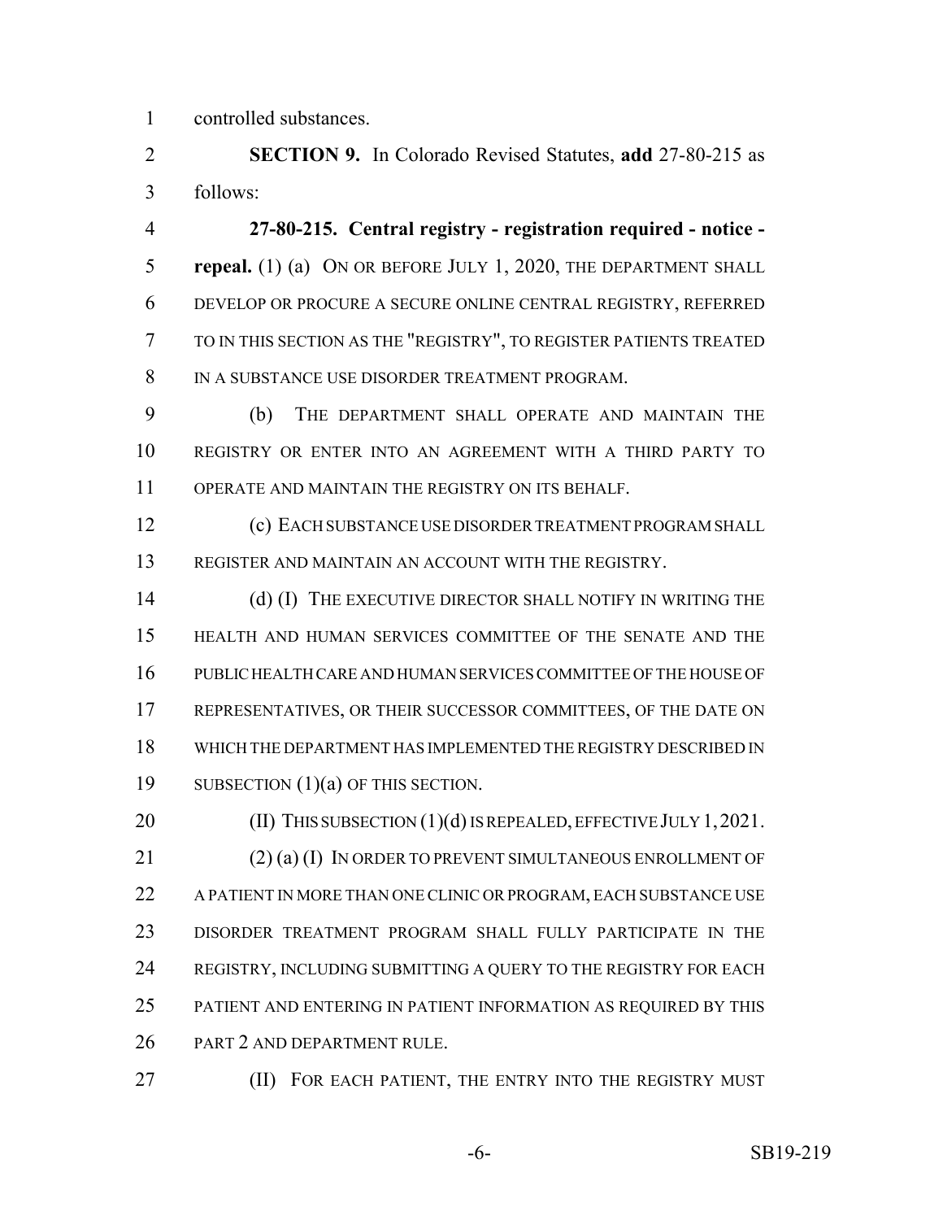controlled substances.

**SECTION 9.** In Colorado Revised Statutes, **add** 27-80-215 as follows:

**27-80-215. Central registry - registration required - notice - repeal.** (1) (a) ON OR BEFORE JULY 1, 2020, THE DEPARTMENT SHALL DEVELOP OR PROCURE A SECURE ONLINE CENTRAL REGISTRY, REFERRED TO IN THIS SECTION AS THE "REGISTRY", TO REGISTER PATIENTS TREATED IN A SUBSTANCE USE DISORDER TREATMENT PROGRAM.

(b) THE DEPARTMENT SHALL OPERATE AND MAINTAIN THE REGISTRY OR ENTER INTO AN AGREEMENT WITH A THIRD PARTY TO OPERATE AND MAINTAIN THE REGISTRY ON ITS BEHALF.

(c) EACH SUBSTANCE USE DISORDER TREATMENT PROGRAM SHALL REGISTER AND MAINTAIN AN ACCOUNT WITH THE REGISTRY.

(d) (I) THE EXECUTIVE DIRECTOR SHALL NOTIFY IN WRITING THE HEALTH AND HUMAN SERVICES COMMITTEE OF THE SENATE AND THE PUBLIC HEALTH CARE AND HUMAN SERVICES COMMITTEE OF THE HOUSE OF REPRESENTATIVES, OR THEIR SUCCESSOR COMMITTEES, OF THE DATE ON WHICH THE DEPARTMENT HAS IMPLEMENTED THE REGISTRY DESCRIBED IN SUBSECTION (1)(a) OF THIS SECTION.

(II) THIS SUBSECTION (1)(d) IS REPEALED, EFFECTIVE JULY 1, 2021.

(2) (a) (I) IN ORDER TO PREVENT SIMULTANEOUS ENROLLMENT OF A PATIENT IN MORE THAN ONE CLINIC OR PROGRAM, EACH SUBSTANCE USE DISORDER TREATMENT PROGRAM SHALL FULLY PARTICIPATE IN THE REGISTRY, INCLUDING SUBMITTING A QUERY TO THE REGISTRY FOR EACH PATIENT AND ENTERING IN PATIENT INFORMATION AS REQUIRED BY THIS PART 2 AND DEPARTMENT RULE.

(II) FOR EACH PATIENT, THE ENTRY INTO THE REGISTRY MUST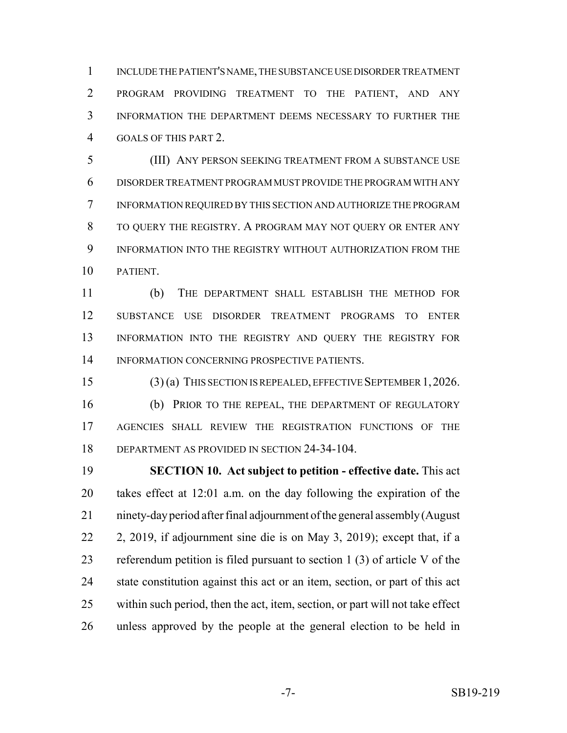INCLUDE THE PATIENT'S NAME, THE SUBSTANCE USE DISORDER TREATMENT PROGRAM PROVIDING TREATMENT TO THE PATIENT, AND ANY INFORMATION THE DEPARTMENT DEEMS NECESSARY TO FURTHER THE GOALS OF THIS PART 2.

(III) ANY PERSON SEEKING TREATMENT FROM A SUBSTANCE USE DISORDER TREATMENT PROGRAM MUST PROVIDE THE PROGRAM WITH ANY INFORMATION REQUIRED BY THIS SECTION AND AUTHORIZE THE PROGRAM TO QUERY THE REGISTRY. A PROGRAM MAY NOT QUERY OR ENTER ANY INFORMATION INTO THE REGISTRY WITHOUT AUTHORIZATION FROM THE PATIENT.

(b) THE DEPARTMENT SHALL ESTABLISH THE METHOD FOR SUBSTANCE USE DISORDER TREATMENT PROGRAMS TO ENTER INFORMATION INTO THE REGISTRY AND QUERY THE REGISTRY FOR INFORMATION CONCERNING PROSPECTIVE PATIENTS.

(3) (a) THIS SECTION IS REPEALED, EFFECTIVE SEPTEMBER 1, 2026.

(b) PRIOR TO THE REPEAL, THE DEPARTMENT OF REGULATORY AGENCIES SHALL REVIEW THE REGISTRATION FUNCTIONS OF THE DEPARTMENT AS PROVIDED IN SECTION 24-34-104.

**SECTION 10. Act subject to petition - effective date.** This act takes effect at 12:01 a.m. on the day following the expiration of the ninety-day period after final adjournment of the general assembly (August 2, 2019, if adjournment sine die is on May 3, 2019); except that, if a referendum petition is filed pursuant to section 1 (3) of article V of the state constitution against this act or an item, section, or part of this act within such period, then the act, item, section, or part will not take effect unless approved by the people at the general election to be held in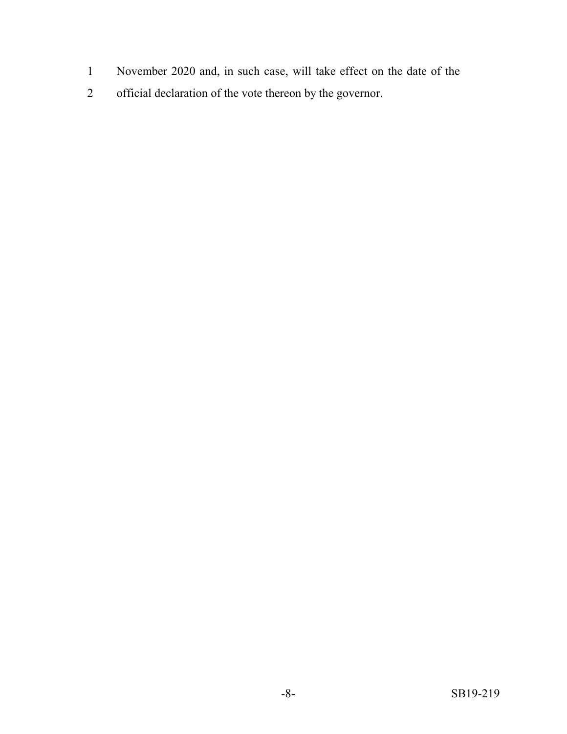November 2020 and, in such case, will take effect on the date of the official declaration of the vote thereon by the governor.